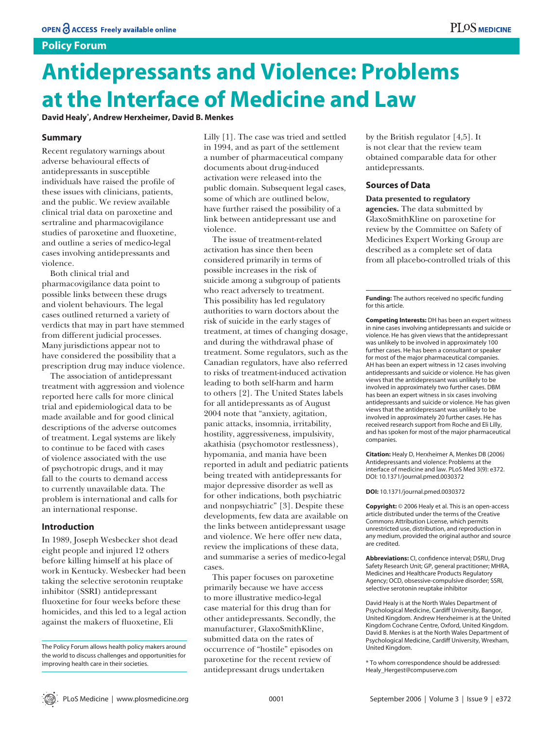Policy Forum

# Antidepressants and Violence: Problems at the Interface of Medicine and Law

**David Healy*, Andrew Herxheimer, David B. Menkes**

## Summary

Recent regulatory warnings about adverse behavioural effects of antidepressants in susceptible individuals have raised the profile of these issues with clinicians, patients, and the public. We review available clinical trial data on paroxetine and sertraline and pharmacovigilance studies of paroxetine and fluoxetine, and outline a series of medico-legal cases involving antidepressants and violence.

Both clinical trial and pharmacovigilance data point to possible links between these drugs and violent behaviours. The legal cases outlined returned a variety of verdicts that may in part have stemmed from different judicial processes. Many jurisdictions appear not to have considered the possibility that a prescription drug may induce violence.

The association of antidepressant treatment with aggression and violence reported here calls for more clinical trial and epidemiological data to be made available and for good clinical descriptions of the adverse outcomes of treatment. Legal systems are likely to continue to be faced with cases of violence associated with the use of psychotropic drugs, and it may fall to the courts to demand access to currently unavailable data. The problem is international and calls for an international response.

## Introduction

In 1989, Joseph Wesbecker shot dead eight people and injured 12 others before killing himself at his place of work in Kentucky. Wesbecker had been taking the selective serotonin reuptake inhibitor (SSRI) antidepressant fluoxetine for four weeks before these homicides, and this led to a legal action against the makers of fluoxetine, Eli Lilly [1]. The case was tried and settled in 1994, and as part of the settlement a number of pharmaceutical company documents about drug-induced activation were released into the public domain. Subsequent legal cases, some of which are outlined below, have further raised the possibility of a link between antidepressant use and violence.

The issue of treatment-related activation has since then been considered primarily in terms of possible increases in the risk of suicide among a subgroup of patients who react adversely to treatment. This possibility has led regulatory authorities to warn doctors about the risk of suicide in the early stages of treatment, at times of changing dosage, and during the withdrawal phase of treatment. Some regulators, such as the Canadian regulators, have also referred to risks of treatment-induced activation leading to both self-harm and harm to others [2]. The United States labels for all antidepressants as of August 2004 note that "anxiety, agitation, panic attacks, insomnia, irritability, hostility, aggressiveness, impulsivity, akathisia (psychomotor restlessness), hypomania, and mania have been reported in adult and pediatric patients being treated with antidepressants for major depressive disorder as well as for other indications, both psychiatric and nonpsychiatric" [3]. Despite these developments, few data are available on the links between antidepressant usage and violence. We here offer new data, review the implications of these data, and summarise a series of medico-legal cases.

This paper focuses on paroxetine primarily because we have access to more illustrative medico-legal case material for this drug than for other antidepressants. Secondly, the manufacturer, GlaxoSmithKline, submitted data on the rates of occurrence of "hostile" episodes on paroxetine for the recent review of antidepressant drugs undertaken by the British regulator [4,5]. It is not clear that the review team obtained comparable data for other antidepressants.

## Sources of Data

**Data presented to regulatory agencies.** The data submitted by GlaxoSmithKline on paroxetine for review by the Committee on Safety of Medicines Expert Working Group are described as a complete set of data from all placebo-controlled trials of this

The Policy Forum allows health policy makers around the world to discuss challenges and opportunities for improving health care in their societies.

**Funding:** The authors received no specific funding for this article.

**Competing Interests:** DH has been an expert witness in nine cases involving antidepressants and suicide or violence. He has given views that the antidepressant was unlikely to be involved in approximately 100 further cases. He has been a consultant or speaker for most of the major pharmaceutical companies. AH has been an expert witness in 12 cases involving antidepressants and suicide or violence. He has given views that the antidepressant was unlikely to be involved in approximately two further cases. DBM has been an expert witness in six cases involving antidepressants and suicide or violence. He has given views that the antidepressant was unlikely to be involved in approximately 20 further cases. He has received research support from Roche and Eli Lilly, and has spoken for most of the major pharmaceutical companies.

**Citation:** Healy D, Herxheimer A, Menkes DB (2006) Antidepressants and violence: Problems at the interface of medicine and law. PLoS Med 3(9): e372. DOI: 10.1371/journal.pmed.0030372

**DOI:** 10.1371/journal.pmed.0030372

**Copyright:** © 2006 Healy et al. This is an open-access article distributed under the terms of the Creative Commons Attribution License, which permits unrestricted use, distribution, and reproduction in any medium, provided the original author and source are credited.

**Abbreviations:** CI, confidence interval; DSRU, Drug Safety Research Unit; GP, general practitioner; MHRA, Medicines and Healthcare Products Regulatory Agency; OCD, obsessive-compulsive disorder; SSRI, selective serotonin reuptake inhibitor

David Healy is at the North Wales Department of Psychological Medicine, Cardiff University, Bangor, United Kingdom. Andrew Herxheimer is at the United Kingdom Cochrane Centre, Oxford, United Kingdom. David B. Menkes is at the North Wales Department of Psychological Medicine, Cardiff University, Wrexham, United Kingdom.

\* To whom correspondence should be addressed: Healy_Hergest@compuserve.com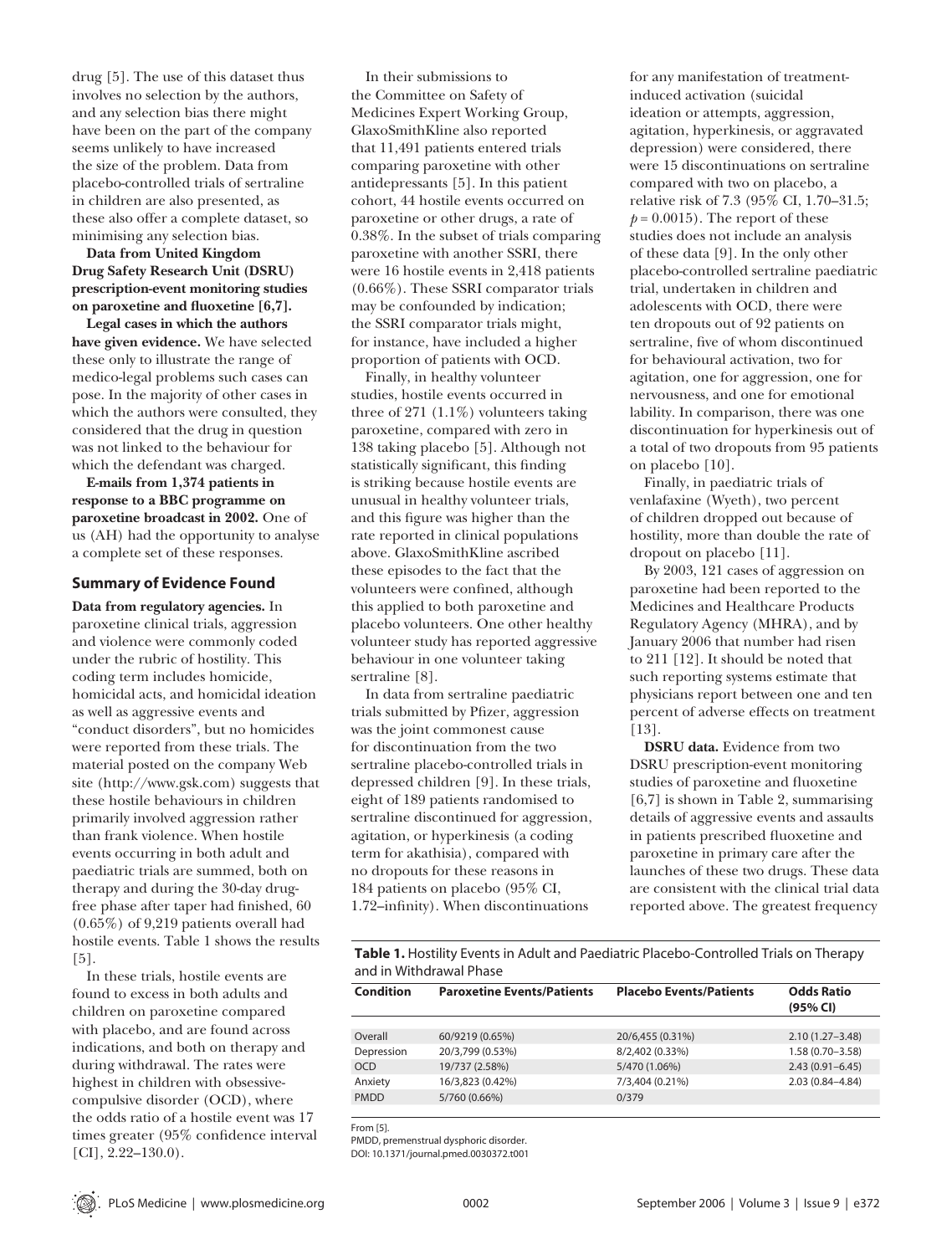drug [5]. The use of this dataset thus involves no selection by the authors, and any selection bias there might have been on the part of the company seems unlikely to have increased the size of the problem. Data from placebo-controlled trials of sertraline in children are also presented, as these also offer a complete dataset, so minimising any selection bias.

**Data from United Kingdom Drug Safety Research Unit (DSRU) prescription-event monitoring studies on paroxetine and fluoxetine [6,7].**

**Legal cases in which the authors have given evidence.** We have selected these only to illustrate the range of medico-legal problems such cases can pose. In the majority of other cases in which the authors were consulted, they considered that the drug in question was not linked to the behaviour for which the defendant was charged.

**E-mails from 1,374 patients in response to a BBC programme on paroxetine broadcast in 2002.** One of us (AH) had the opportunity to analyse a complete set of these responses.

## Summary of Evidence Found

**Data from regulatory agencies.** In paroxetine clinical trials, aggression and violence were commonly coded under the rubric of hostility. This coding term includes homicide, homicidal acts, and homicidal ideation as well as aggressive events and "conduct disorders", but no homicides were reported from these trials. The material posted on the company Web site (http://www.gsk.com) suggests that these hostile behaviours in children primarily involved aggression rather than frank violence. When hostile events occurring in both adult and paediatric trials are summed, both on therapy and during the 30-day drug-free phase after taper had finished, 60 (0.65%) of 9,219 patients overall had hostile events. Table 1 shows the results [5].

In these trials, hostile events are found to excess in both adults and children on paroxetine compared with placebo, and are found across indications, and both on therapy and during withdrawal. The rates were highest in children with obsessive-compulsive disorder (OCD), where the odds ratio of a hostile event was 17 times greater (95% confidence interval [CI], 2.22–130.0).

In their submissions to the Committee on Safety of Medicines Expert Working Group, GlaxoSmithKline also reported that 11,491 patients entered trials comparing paroxetine with other antidepressants [5]. In this patient cohort, 44 hostile events occurred on paroxetine or other drugs, a rate of 0.38%. In the subset of trials comparing paroxetine with another SSRI, there were 16 hostile events in 2,418 patients (0.66%). These SSRI comparator trials may be confounded by indication; the SSRI comparator trials might, for instance, have included a higher proportion of patients with OCD.

Finally, in healthy volunteer studies, hostile events occurred in three of 271 (1.1%) volunteers taking paroxetine, compared with zero in 138 taking placebo [5]. Although not statistically significant, this finding is striking because hostile events are unusual in healthy volunteer trials, and this figure was higher than the rate reported in clinical populations above. GlaxoSmithKline ascribed these episodes to the fact that the volunteers were confined, although this applied to both paroxetine and placebo volunteers. One other healthy volunteer study has reported aggressive behaviour in one volunteer taking sertraline [8].

In data from sertraline paediatric trials submitted by Pfizer, aggression was the joint commonest cause for discontinuation from the two sertraline placebo-controlled trials in depressed children [9]. In these trials, eight of 189 patients randomised to sertraline discontinued for aggression, agitation, or hyperkinesis (a coding term for akathisia), compared with no dropouts for these reasons in 184 patients on placebo (95% CI, 1.72–infinity). When discontinuations for any manifestation of treatment-induced activation (suicidal ideation or attempts, aggression, agitation, hyperkinesis, or aggravated depression) were considered, there were 15 discontinuations on sertraline compared with two on placebo, a relative risk of 7.3 (95% CI, 1.70–31.5; $p = 0.0015$). The report of these studies does not include an analysis of these data [9]. In the only other placebo-controlled sertraline paediatric trial, undertaken in children and adolescents with OCD, there were ten dropouts out of 92 patients on sertraline, five of whom discontinued for behavioural activation, two for agitation, one for aggression, one for nervousness, and one for emotional lability. In comparison, there was one discontinuation for hyperkinesis out of a total of two dropouts from 95 patients on placebo [10].

Finally, in paediatric trials of venlafaxine (Wyeth), two percent of children dropped out because of hostility, more than double the rate of dropout on placebo [11].

By 2003, 121 cases of aggression on paroxetine had been reported to the Medicines and Healthcare Products Regulatory Agency (MHRA), and by January 2006 that number had risen to 211 [12]. It should be noted that such reporting systems estimate that physicians report between one and ten percent of adverse effects on treatment [13].

**DSRU data.** Evidence from two DSRU prescription-event monitoring studies of paroxetine and fluoxetine [6,7] is shown in Table 2, summarising details of aggressive events and assaults in patients prescribed fluoxetine and paroxetine in primary care after the launches of these two drugs. These data are consistent with the clinical trial data reported above. The greatest frequency

**Table 1.** Hostility Events in Adult and Paediatric Placebo-Controlled Trials on Therapy and in Withdrawal Phase

| Condition | Paroxetine Events/Patients | Placebo Events/Patients | Odds Ratio (95% CI) |
|---|---|---|---|
| Overall | 60/9219 (0.65%) | 20/6,455 (0.31%) | 2.10 (1.27–3.48) |
| Depression | 20/3,799 (0.53%) | 8/2,402 (0.33%) | 1.58 (0.70–3.58) |
| OCD | 19/737 (2.58%) | 5/470 (1.06%) | 2.43 (0.91–6.45) |
| Anxiety | 16/3,823 (0.42%) | 7/3,404 (0.21%) | 2.03 (0.84–4.84) |
| PMDD | 5/760 (0.66%) | 0/379 | |

From [5].

PMDD, premenstrual dysphoric disorder.

DOI: 10.1371/journal.pmed.0030372.t001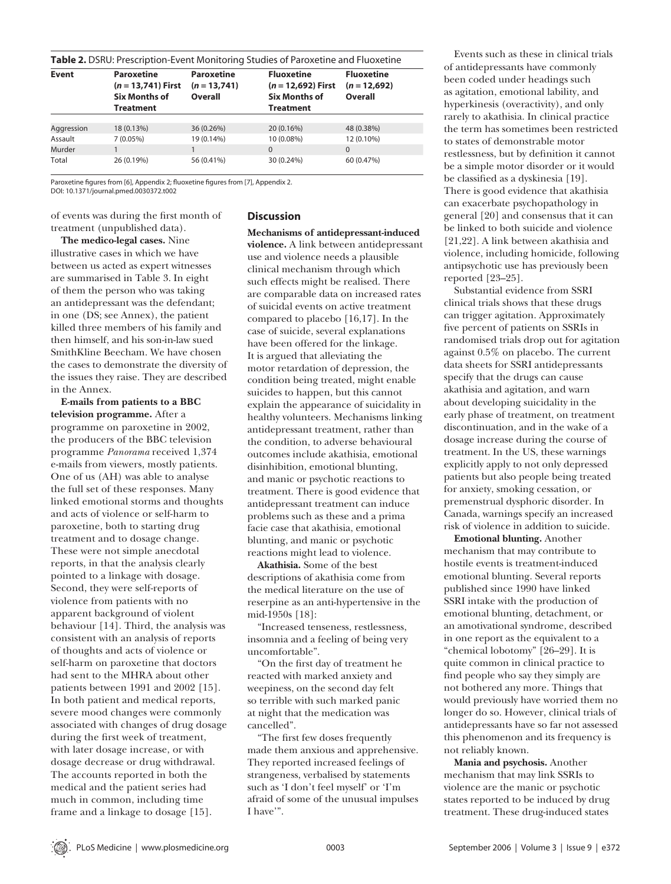**Table 2.** DSRU: Prescription-Event Monitoring Studies of Paroxetine and Fluoxetine

| Event | Paroxetine ($n$ = 13,741) First Six Months of Treatment | Paroxetine ($n$ = 13,741) Overall | Fluoxetine ($n$ = 12,692) First Six Months of Treatment | Fluoxetine ($n$ = 12,692) Overall |
|---|---|---|---|---|
| Aggression | 18 (0.13%) | 36 (0.26%) | 20 (0.16%) | 48 (0.38%) |
| Assault | 7 (0.05%) | 19 (0.14%) | 10 (0.08%) | 12 (0.10%) |
| Murder | 1 | 1 | 0 | 0 |
| Total | 26 (0.19%) | 56 (0.41%) | 30 (0.24%) | 60 (0.47%) |

Paroxetine figures from [6], Appendix 2; fluoxetine figures from [7], Appendix 2.
DOI: 10.1371/journal.pmed.0030372.t002

of events was during the first month of treatment (unpublished data).

**The medico-legal cases.** Nine illustrative cases in which we have between us acted as expert witnesses are summarised in Table 3. In eight of them the person who was taking an antidepressant was the defendant; in one (DS; see Annex), the patient killed three members of his family and then himself, and his son-in-law sued SmithKline Beecham. We have chosen the cases to demonstrate the diversity of the issues they raise. They are described in the Annex.

**E-mails from patients to a BBC television programme.** After a programme on paroxetine in 2002, the producers of the BBC television programme *Panorama* received 1,374 e-mails from viewers, mostly patients. One of us (AH) was able to analyse the full set of these responses. Many linked emotional storms and thoughts and acts of violence or self-harm to paroxetine, both to starting drug treatment and to dosage change. These were not simple anecdotal reports, in that the analysis clearly pointed to a linkage with dosage. Second, they were self-reports of violence from patients with no apparent background of violent behaviour [14]. Third, the analysis was consistent with an analysis of reports of thoughts and acts of violence or self-harm on paroxetine that doctors had sent to the MHRA about other patients between 1991 and 2002 [15]. In both patient and medical reports, severe mood changes were commonly associated with changes of drug dosage during the first week of treatment, with later dosage increase, or with dosage decrease or drug withdrawal. The accounts reported in both the medical and the patient series had much in common, including time frame and a linkage to dosage [15].

## Discussion

**Mechanisms of antidepressant-induced violence.** A link between antidepressant use and violence needs a plausible clinical mechanism through which such effects might be realised. There are comparable data on increased rates of suicidal events on active treatment compared to placebo [16,17]. In the case of suicide, several explanations have been offered for the linkage. It is argued that alleviating the motor retardation of depression, the condition being treated, might enable suicides to happen, but this cannot explain the appearance of suicidality in healthy volunteers. Mechanisms linking antidepressant treatment, rather than the condition, to adverse behavioural outcomes include akathisia, emotional disinhibition, emotional blunting, and manic or psychotic reactions to treatment. There is good evidence that antidepressant treatment can induce problems such as these and a prima facie case that akathisia, emotional blunting, and manic or psychotic reactions might lead to violence.

**Akathisia.** Some of the best descriptions of akathisia come from the medical literature on the use of reserpine as an anti-hypertensive in the mid-1950s [18]:

"Increased tenseness, restlessness, insomnia and a feeling of being very uncomfortable".

"On the first day of treatment he reacted with marked anxiety and weepiness, on the second day felt so terrible with such marked panic at night that the medication was cancelled".

"The first few doses frequently made them anxious and apprehensive. They reported increased feelings of strangeness, verbalised by statements such as 'I don't feel myself' or 'I'm afraid of some of the unusual impulses I have'".

Events such as these in clinical trials of antidepressants have commonly been coded under headings such as agitation, emotional lability, and hyperkinesis (overactivity), and only rarely to akathisia. In clinical practice the term has sometimes been restricted to states of demonstrable motor restlessness, but by definition it cannot be a simple motor disorder or it would be classified as a dyskinesia [19]. There is good evidence that akathisia can exacerbate psychopathology in general [20] and consensus that it can be linked to both suicide and violence [21,22]. A link between akathisia and violence, including homicide, following antipsychotic use has previously been reported [23–25].

Substantial evidence from SSRI clinical trials shows that these drugs can trigger agitation. Approximately five percent of patients on SSRIs in randomised trials drop out for agitation against 0.5% on placebo. The current data sheets for SSRI antidepressants specify that the drugs can cause akathisia and agitation, and warn about developing suicidality in the early phase of treatment, on treatment discontinuation, and in the wake of a dosage increase during the course of treatment. In the US, these warnings explicitly apply to not only depressed patients but also people being treated for anxiety, smoking cessation, or premenstrual dysphoric disorder. In Canada, warnings specify an increased risk of violence in addition to suicide.

**Emotional blunting.** Another mechanism that may contribute to hostile events is treatment-induced emotional blunting. Several reports published since 1990 have linked SSRI intake with the production of emotional blunting, detachment, or an amotivational syndrome, described in one report as the equivalent to a "chemical lobotomy" [26–29]. It is quite common in clinical practice to find people who say they simply are not bothered any more. Things that would previously have worried them no longer do so. However, clinical trials of antidepressants have so far not assessed this phenomenon and its frequency is not reliably known.

**Mania and psychosis.** Another mechanism that may link SSRIs to violence are the manic or psychotic states reported to be induced by drug treatment. These drug-induced states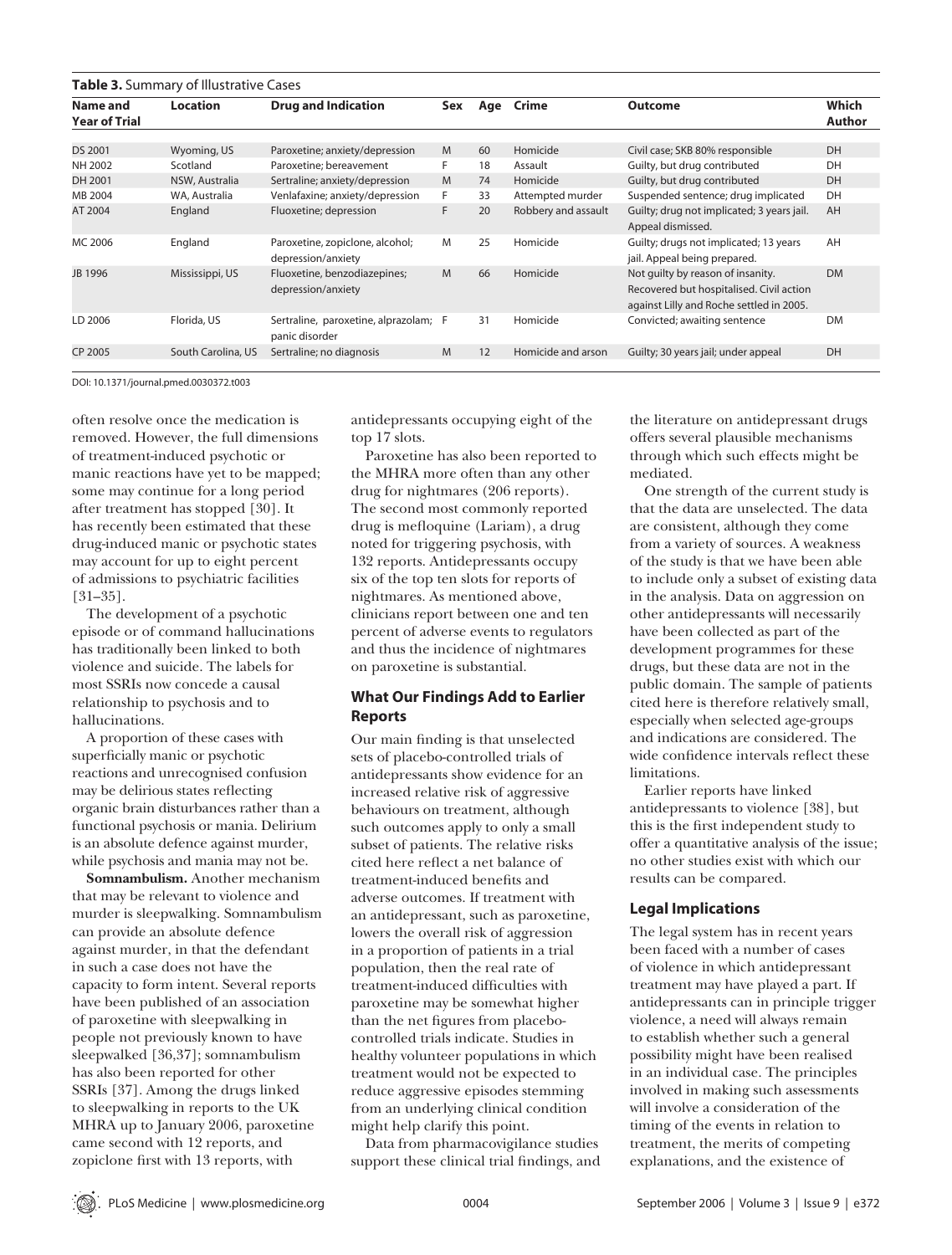**Table 3.** Summary of Illustrative Cases

| Name and Year of Trial | Location | Drug and Indication | Sex | Age | Crime | Outcome | Which Author |
|---|---|---|---|---|---|---|---|
| DS 2001 | Wyoming, US | Paroxetine; anxiety/depression | M | 60 | Homicide | Civil case; SKB 80% responsible | DH |
| NH 2002 | Scotland | Paroxetine; bereavement | F | 18 | Assault | Guilty, but drug contributed | DH |
| DH 2001 | NSW, Australia | Sertraline; anxiety/depression | M | 74 | Homicide | Guilty, but drug contributed | DH |
| MB 2004 | WA, Australia | Venlafaxine; anxiety/depression | F | 33 | Attempted murder | Suspended sentence; drug implicated | DH |
| AT 2004 | England | Fluoxetine; depression | F | 20 | Robbery and assault | Guilty; drug not implicated; 3 years jail. Appeal dismissed. | AH |
| MC 2006 | England | Paroxetine, zopiclone, alcohol; depression/anxiety | M | 25 | Homicide | Guilty; drugs not implicated; 13 years jail. Appeal being prepared. | AH |
| JB 1996 | Mississippi, US | Fluoxetine, benzodiazepines; depression/anxiety | M | 66 | Homicide | Not guilty by reason of insanity. Recovered but hospitalised. Civil action against Lilly and Roche settled in 2005. | DM |
| LD 2006 | Florida, US | Sertraline, paroxetine, alprazolam; panic disorder | F | 31 | Homicide | Convicted; awaiting sentence | DM |
| CP 2005 | South Carolina, US | Sertraline; no diagnosis | M | 12 | Homicide and arson | Guilty; 30 years jail; under appeal | DH |

DOI: 10.1371/journal.pmed.0030372.t003

often resolve once the medication is removed. However, the full dimensions of treatment-induced psychotic or manic reactions have yet to be mapped; some may continue for a long period after treatment has stopped [30]. It has recently been estimated that these drug-induced manic or psychotic states may account for up to eight percent of admissions to psychiatric facilities [31–35].

The development of a psychotic episode or of command hallucinations has traditionally been linked to both violence and suicide. The labels for most SSRIs now concede a causal relationship to psychosis and to hallucinations.

A proportion of these cases with superficially manic or psychotic reactions and unrecognised confusion may be delirious states reflecting organic brain disturbances rather than a functional psychosis or mania. Delirium is an absolute defence against murder, while psychosis and mania may not be.

**Somnambulism.** Another mechanism that may be relevant to violence and murder is sleepwalking. Somnambulism can provide an absolute defence against murder, in that the defendant in such a case does not have the capacity to form intent. Several reports have been published of an association of paroxetine with sleepwalking in people not previously known to have sleepwalked [36,37]; somnambulism has also been reported for other SSRIs [37]. Among the drugs linked to sleepwalking in reports to the UK MHRA up to January 2006, paroxetine came second with 12 reports, and zopiclone first with 13 reports, with antidepressants occupying eight of the top 17 slots.

Paroxetine has also been reported to the MHRA more often than any other drug for nightmares (206 reports). The second most commonly reported drug is mefloquine (Lariam), a drug noted for triggering psychosis, with 132 reports. Antidepressants occupy six of the top ten slots for reports of nightmares. As mentioned above, clinicians report between one and ten percent of adverse events to regulators and thus the incidence of nightmares on paroxetine is substantial.

### What Our Findings Add to Earlier Reports

Our main finding is that unselected sets of placebo-controlled trials of antidepressants show evidence for an increased relative risk of aggressive behaviours on treatment, although such outcomes apply to only a small subset of patients. The relative risks cited here reflect a net balance of treatment-induced benefits and adverse outcomes. If treatment with an antidepressant, such as paroxetine, lowers the overall risk of aggression in a proportion of patients in a trial population, then the real rate of treatment-induced difficulties with paroxetine may be somewhat higher than the net figures from placebo-controlled trials indicate. Studies in healthy volunteer populations in which treatment would not be expected to reduce aggressive episodes stemming from an underlying clinical condition might help clarify this point.

Data from pharmacovigilance studies support these clinical trial findings, and the literature on antidepressant drugs offers several plausible mechanisms through which such effects might be mediated.

One strength of the current study is that the data are unselected. The data are consistent, although they come from a variety of sources. A weakness of the study is that we have been able to include only a subset of existing data in the analysis. Data on aggression on other antidepressants will necessarily have been collected as part of the development programmes for these drugs, but these data are not in the public domain. The sample of patients cited here is therefore relatively small, especially when selected age-groups and indications are considered. The wide confidence intervals reflect these limitations.

Earlier reports have linked antidepressants to violence [38], but this is the first independent study to offer a quantitative analysis of the issue; no other studies exist with which our results can be compared.

### Legal Implications

The legal system has in recent years been faced with a number of cases of violence in which antidepressant treatment may have played a part. If antidepressants can in principle trigger violence, a need will always remain to establish whether such a general possibility might have been realised in an individual case. The principles involved in making such assessments will involve a consideration of the timing of the events in relation to treatment, the merits of competing explanations, and the existence of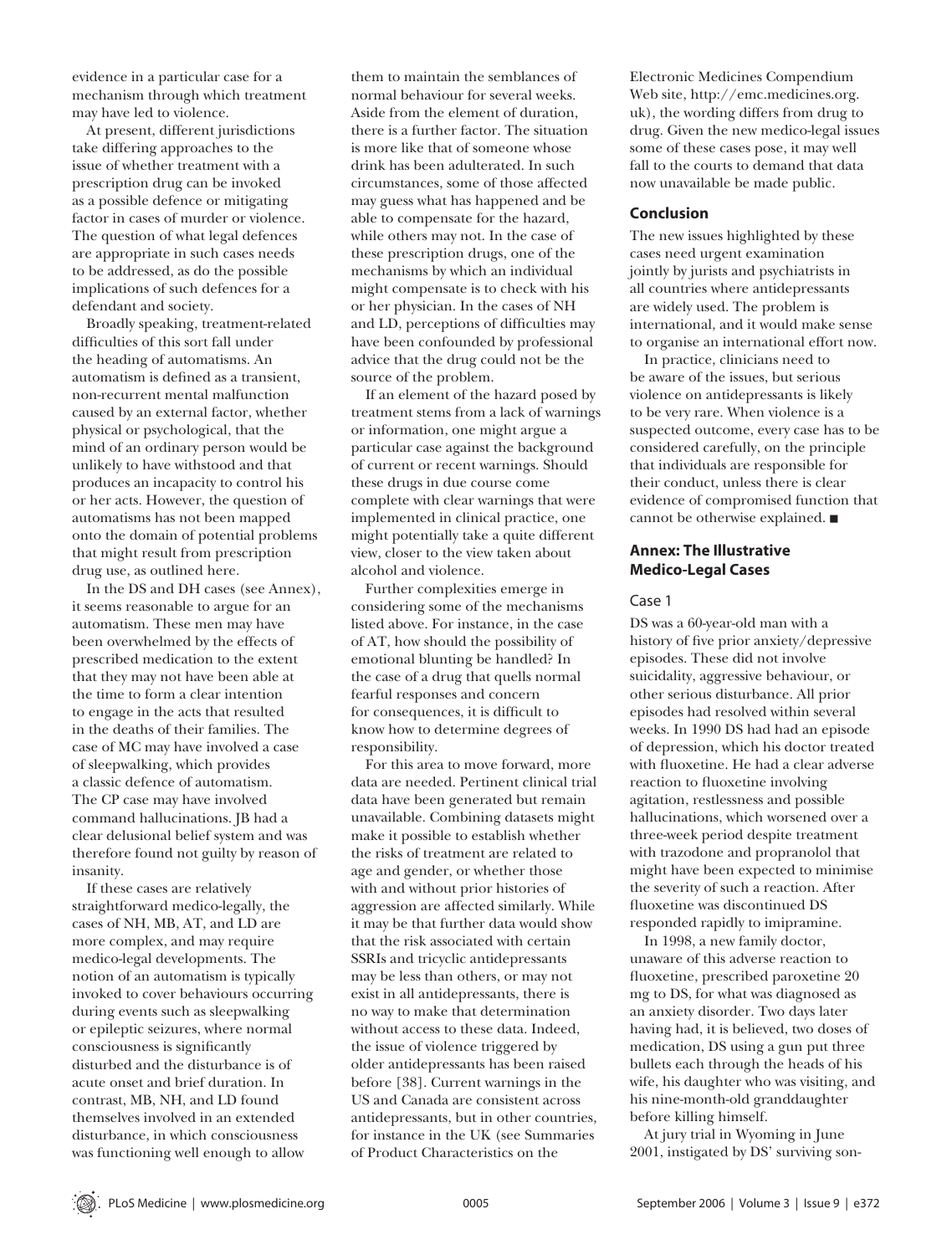evidence in a particular case for a mechanism through which treatment may have led to violence.

At present, different jurisdictions take differing approaches to the issue of whether treatment with a prescription drug can be invoked as a possible defence or mitigating factor in cases of murder or violence. The question of what legal defences are appropriate in such cases needs to be addressed, as do the possible implications of such defences for a defendant and society.

Broadly speaking, treatment-related difficulties of this sort fall under the heading of automatisms. An automatism is defined as a transient, non-recurrent mental malfunction caused by an external factor, whether physical or psychological, that the mind of an ordinary person would be unlikely to have withstood and that produces an incapacity to control his or her acts. However, the question of automatisms has not been mapped onto the domain of potential problems that might result from prescription drug use, as outlined here.

In the DS and DH cases (see Annex), it seems reasonable to argue for an automatism. These men may have been overwhelmed by the effects of prescribed medication to the extent that they may not have been able at the time to form a clear intention to engage in the acts that resulted in the deaths of their families. The case of MC may have involved a case of sleepwalking, which provides a classic defence of automatism. The CP case may have involved command hallucinations. JB had a clear delusional belief system and was therefore found not guilty by reason of insanity.

If these cases are relatively straightforward medico-legally, the cases of NH, MB, AT, and LD are more complex, and may require medico-legal developments. The notion of an automatism is typically invoked to cover behaviours occurring during events such as sleepwalking or epileptic seizures, where normal consciousness is significantly disturbed and the disturbance is of acute onset and brief duration. In contrast, MB, NH, and LD found themselves involved in an extended disturbance, in which consciousness was functioning well enough to allow them to maintain the semblances of normal behaviour for several weeks. Aside from the element of duration, there is a further factor. The situation is more like that of someone whose drink has been adulterated. In such circumstances, some of those affected may guess what has happened and be able to compensate for the hazard, while others may not. In the case of these prescription drugs, one of the mechanisms by which an individual might compensate is to check with his or her physician. In the cases of NH and LD, perceptions of difficulties may have been confounded by professional advice that the drug could not be the source of the problem.

If an element of the hazard posed by treatment stems from a lack of warnings or information, one might argue a particular case against the background of current or recent warnings. Should these drugs in due course come complete with clear warnings that were implemented in clinical practice, one might potentially take a quite different view, closer to the view taken about alcohol and violence.

Further complexities emerge in considering some of the mechanisms listed above. For instance, in the case of AT, how should the possibility of emotional blunting be handled? In the case of a drug that quells normal fearful responses and concern for consequences, it is difficult to know how to determine degrees of responsibility.

For this area to move forward, more data are needed. Pertinent clinical trial data have been generated but remain unavailable. Combining datasets might make it possible to establish whether the risks of treatment are related to age and gender, or whether those with and without prior histories of aggression are affected similarly. While it may be that further data would show that the risk associated with certain SSRIs and tricyclic antidepressants may be less than others, or may not exist in all antidepressants, there is no way to make that determination without access to these data. Indeed, the issue of violence triggered by older antidepressants has been raised before [38]. Current warnings in the US and Canada are consistent across antidepressants, but in other countries, for instance in the UK (see Summaries of Product Characteristics on the Electronic Medicines Compendium Web site, http://emc.medicines.org.uk), the wording differs from drug to drug. Given the new medico-legal issues some of these cases pose, it may well fall to the courts to demand that data now unavailable be made public.

## Conclusion

The new issues highlighted by these cases need urgent examination jointly by jurists and psychiatrists in all countries where antidepressants are widely used. The problem is international, and it would make sense to organise an international effort now.

In practice, clinicians need to be aware of the issues, but serious violence on antidepressants is likely to be very rare. When violence is a suspected outcome, every case has to be considered carefully, on the principle that individuals are responsible for their conduct, unless there is clear evidence of compromised function that cannot be otherwise explained. ■

## Annex: The Illustrative Medico-Legal Cases

### Case 1

DS was a 60-year-old man with a history of five prior anxiety/depressive episodes. These did not involve suicidality, aggressive behaviour, or other serious disturbance. All prior episodes had resolved within several weeks. In 1990 DS had had an episode of depression, which his doctor treated with fluoxetine. He had a clear adverse reaction to fluoxetine involving agitation, restlessness and possible hallucinations, which worsened over a three-week period despite treatment with trazodone and propranolol that might have been expected to minimise the severity of such a reaction. After fluoxetine was discontinued DS responded rapidly to imipramine.

In 1998, a new family doctor, unaware of this adverse reaction to fluoxetine, prescribed paroxetine 20 mg to DS, for what was diagnosed as an anxiety disorder. Two days later having had, it is believed, two doses of medication, DS using a gun put three bullets each through the heads of his wife, his daughter who was visiting, and his nine-month-old granddaughter before killing himself.

At jury trial in Wyoming in June 2001, instigated by DS' surviving son-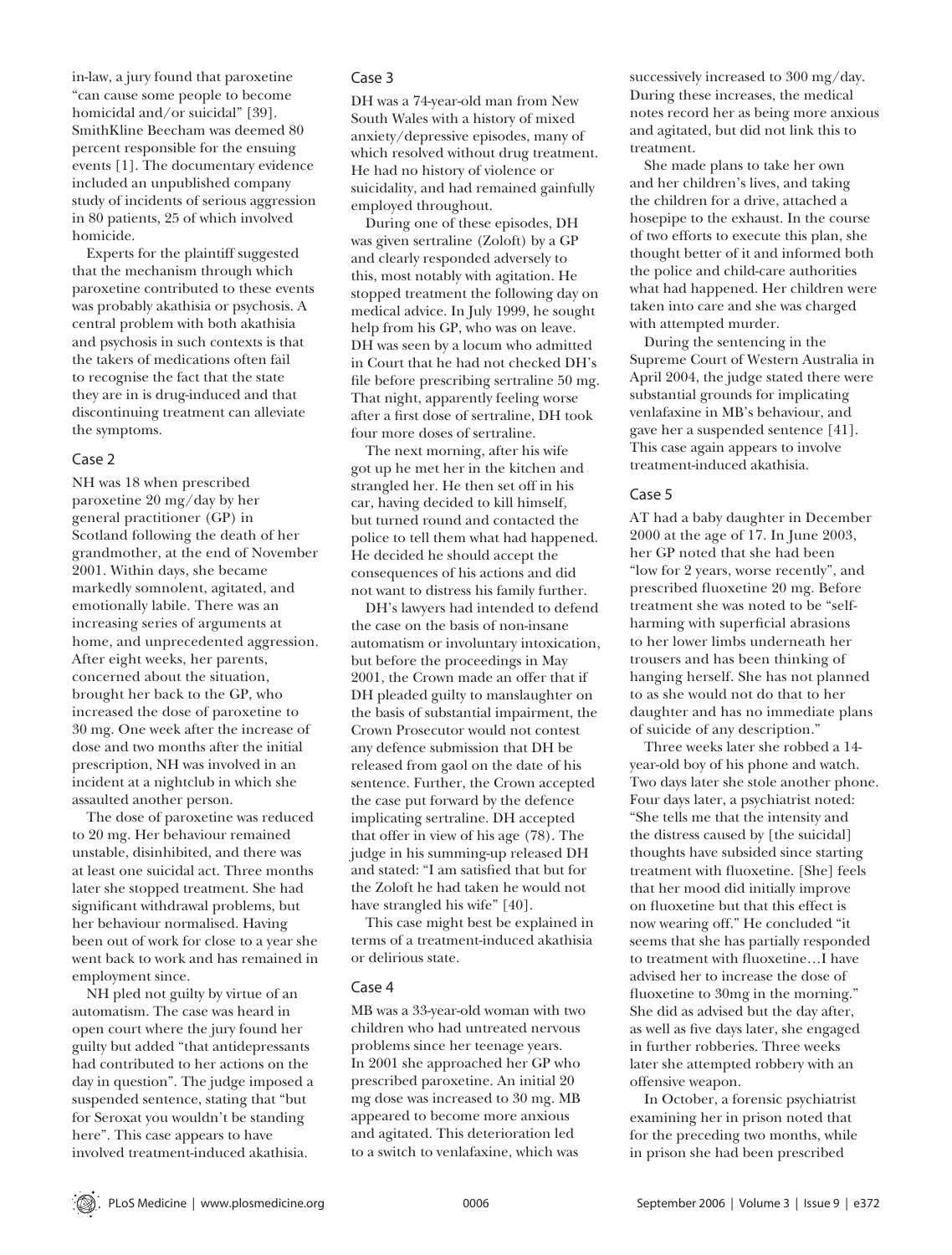in-law, a jury found that paroxetine "can cause some people to become homicidal and/or suicidal" [39]. SmithKline Beecham was deemed 80 percent responsible for the ensuing events [1]. The documentary evidence included an unpublished company study of incidents of serious aggression in 80 patients, 25 of which involved homicide.

Experts for the plaintiff suggested that the mechanism through which paroxetine contributed to these events was probably akathisia or psychosis. A central problem with both akathisia and psychosis in such contexts is that the takers of medications often fail to recognise the fact that the state they are in is drug-induced and that discontinuing treatment can alleviate the symptoms.

### Case 2

NH was 18 when prescribed paroxetine 20 mg/day by her general practitioner (GP) in Scotland following the death of her grandmother, at the end of November 2001. Within days, she became markedly somnolent, agitated, and emotionally labile. There was an increasing series of arguments at home, and unprecedented aggression. After eight weeks, her parents, concerned about the situation, brought her back to the GP, who increased the dose of paroxetine to 30 mg. One week after the increase of dose and two months after the initial prescription, NH was involved in an incident at a nightclub in which she assaulted another person.

The dose of paroxetine was reduced to 20 mg. Her behaviour remained unstable, disinhibited, and there was at least one suicidal act. Three months later she stopped treatment. She had significant withdrawal problems, but her behaviour normalised. Having been out of work for close to a year she went back to work and has remained in employment since.

NH pled not guilty by virtue of an automatism. The case was heard in open court where the jury found her guilty but added "that antidepressants had contributed to her actions on the day in question". The judge imposed a suspended sentence, stating that "but for Seroxat you wouldn't be standing here". This case appears to have involved treatment-induced akathisia.

### Case 3

DH was a 74-year-old man from New South Wales with a history of mixed anxiety/depressive episodes, many of which resolved without drug treatment. He had no history of violence or suicidality, and had remained gainfully employed throughout.

During one of these episodes, DH was given sertraline (Zoloft) by a GP and clearly responded adversely to this, most notably with agitation. He stopped treatment the following day on medical advice. In July 1999, he sought help from his GP, who was on leave. DH was seen by a locum who admitted in Court that he had not checked DH's file before prescribing sertraline 50 mg. That night, apparently feeling worse after a first dose of sertraline, DH took four more doses of sertraline.

The next morning, after his wife got up he met her in the kitchen and strangled her. He then set off in his car, having decided to kill himself, but turned round and contacted the police to tell them what had happened. He decided he should accept the consequences of his actions and did not want to distress his family further.

DH's lawyers had intended to defend the case on the basis of non-insane automatism or involuntary intoxication, but before the proceedings in May 2001, the Crown made an offer that if DH pleaded guilty to manslaughter on the basis of substantial impairment, the Crown Prosecutor would not contest any defence submission that DH be released from gaol on the date of his sentence. Further, the Crown accepted the case put forward by the defence implicating sertraline. DH accepted that offer in view of his age (78). The judge in his summing-up released DH and stated: "I am satisfied that but for the Zoloft he had taken he would not have strangled his wife" [40].

This case might best be explained in terms of a treatment-induced akathisia or delirious state.

### Case 4

MB was a 33-year-old woman with two children who had untreated nervous problems since her teenage years. In 2001 she approached her GP who prescribed paroxetine. An initial 20 mg dose was increased to 30 mg. MB appeared to become more anxious and agitated. This deterioration led to a switch to venlafaxine, which was successively increased to 300 mg/day. During these increases, the medical notes record her as being more anxious and agitated, but did not link this to treatment.

She made plans to take her own and her children's lives, and taking the children for a drive, attached a hosepipe to the exhaust. In the course of two efforts to execute this plan, she thought better of it and informed both the police and child-care authorities what had happened. Her children were taken into care and she was charged with attempted murder.

During the sentencing in the Supreme Court of Western Australia in April 2004, the judge stated there were substantial grounds for implicating venlafaxine in MB's behaviour, and gave her a suspended sentence [41]. This case again appears to involve treatment-induced akathisia.

### Case 5

AT had a baby daughter in December 2000 at the age of 17. In June 2003, her GP noted that she had been "low for 2 years, worse recently", and prescribed fluoxetine 20 mg. Before treatment she was noted to be "self-harming with superficial abrasions to her lower limbs underneath her trousers and has been thinking of hanging herself. She has not planned to as she would not do that to her daughter and has no immediate plans of suicide of any description."

Three weeks later she robbed a 14-year-old boy of his phone and watch. Two days later she stole another phone. Four days later, a psychiatrist noted: "She tells me that the intensity and the distress caused by [the suicidal] thoughts have subsided since starting treatment with fluoxetine. [She] feels that her mood did initially improve on fluoxetine but that this effect is now wearing off." He concluded "it seems that she has partially responded to treatment with fluoxetine…I have advised her to increase the dose of fluoxetine to 30mg in the morning." She did as advised but the day after, as well as five days later, she engaged in further robberies. Three weeks later she attempted robbery with an offensive weapon.

In October, a forensic psychiatrist examining her in prison noted that for the preceding two months, while in prison she had been prescribed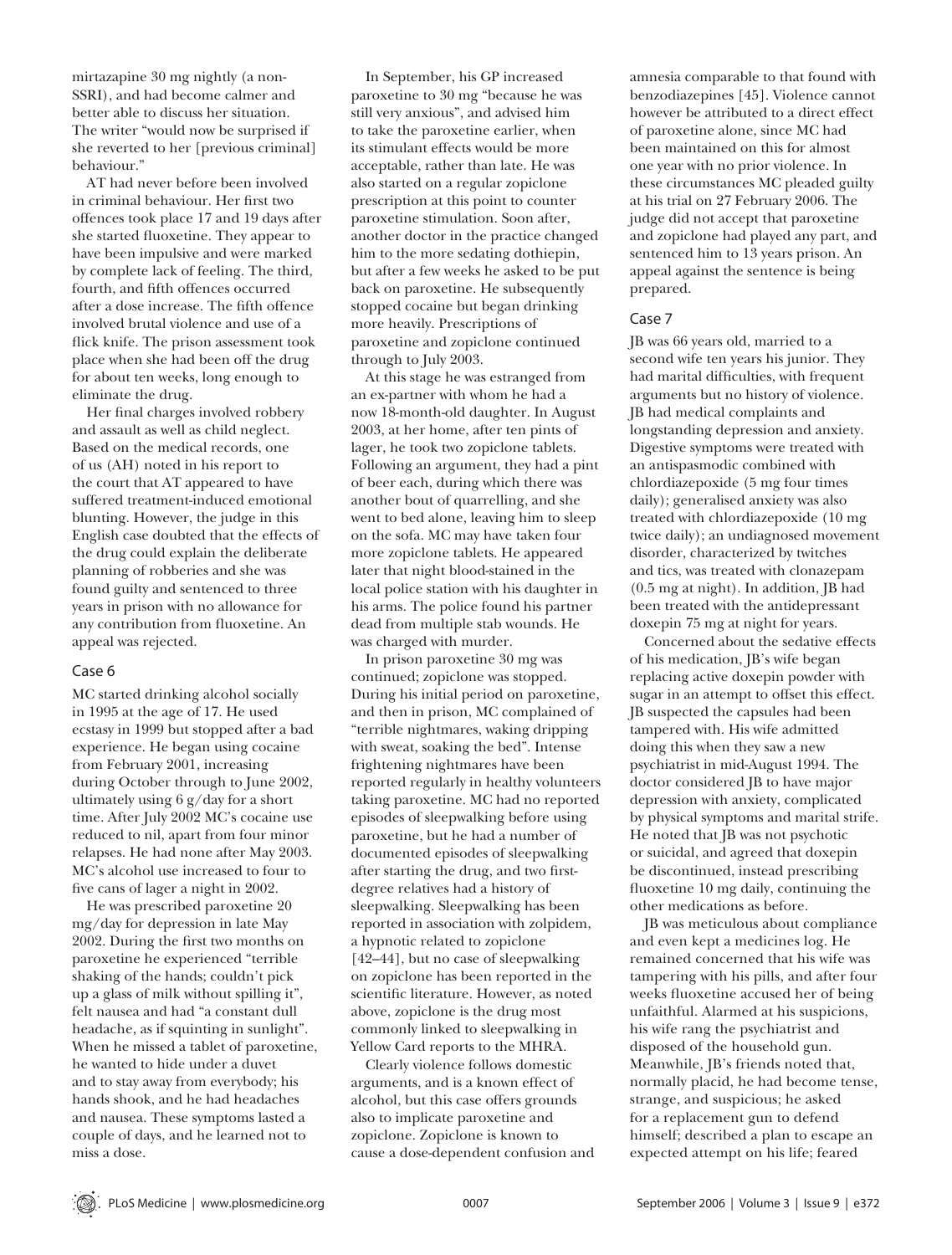mirtazapine 30 mg nightly (a non-SSRI), and had become calmer and better able to discuss her situation. The writer "would now be surprised if she reverted to her [previous criminal] behaviour."

AT had never before been involved in criminal behaviour. Her first two offences took place 17 and 19 days after she started fluoxetine. They appear to have been impulsive and were marked by complete lack of feeling. The third, fourth, and fifth offences occurred after a dose increase. The fifth offence involved brutal violence and use of a flick knife. The prison assessment took place when she had been off the drug for about ten weeks, long enough to eliminate the drug.

Her final charges involved robbery and assault as well as child neglect. Based on the medical records, one of us (AH) noted in his report to the court that AT appeared to have suffered treatment-induced emotional blunting. However, the judge in this English case doubted that the effects of the drug could explain the deliberate planning of robberies and she was found guilty and sentenced to three years in prison with no allowance for any contribution from fluoxetine. An appeal was rejected.

### Case 6

MC started drinking alcohol socially in 1995 at the age of 17. He used ecstasy in 1999 but stopped after a bad experience. He began using cocaine from February 2001, increasing during October through to June 2002, ultimately using 6 g/day for a short time. After July 2002 MC's cocaine use reduced to nil, apart from four minor relapses. He had none after May 2003. MC's alcohol use increased to four to five cans of lager a night in 2002.

He was prescribed paroxetine 20 mg/day for depression in late May 2002. During the first two months on paroxetine he experienced "terrible shaking of the hands; couldn't pick up a glass of milk without spilling it", felt nausea and had "a constant dull headache, as if squinting in sunlight". When he missed a tablet of paroxetine, he wanted to hide under a duvet and to stay away from everybody; his hands shook, and he had headaches and nausea. These symptoms lasted a couple of days, and he learned not to miss a dose.

In September, his GP increased paroxetine to 30 mg "because he was still very anxious", and advised him to take the paroxetine earlier, when its stimulant effects would be more acceptable, rather than late. He was also started on a regular zopiclone prescription at this point to counter paroxetine stimulation. Soon after, another doctor in the practice changed him to the more sedating dothiepin, but after a few weeks he asked to be put back on paroxetine. He subsequently stopped cocaine but began drinking more heavily. Prescriptions of paroxetine and zopiclone continued through to July 2003.

At this stage he was estranged from an ex-partner with whom he had a now 18-month-old daughter. In August 2003, at her home, after ten pints of lager, he took two zopiclone tablets. Following an argument, they had a pint of beer each, during which there was another bout of quarrelling, and she went to bed alone, leaving him to sleep on the sofa. MC may have taken four more zopiclone tablets. He appeared later that night blood-stained in the local police station with his daughter in his arms. The police found his partner dead from multiple stab wounds. He was charged with murder.

In prison paroxetine 30 mg was continued; zopiclone was stopped. During his initial period on paroxetine, and then in prison, MC complained of "terrible nightmares, waking dripping with sweat, soaking the bed". Intense frightening nightmares have been reported regularly in healthy volunteers taking paroxetine. MC had no reported episodes of sleepwalking before using paroxetine, but he had a number of documented episodes of sleepwalking after starting the drug, and two first-degree relatives had a history of sleepwalking. Sleepwalking has been reported in association with zolpidem, a hypnotic related to zopiclone [42–44], but no case of sleepwalking on zopiclone has been reported in the scientific literature. However, as noted above, zopiclone is the drug most commonly linked to sleepwalking in Yellow Card reports to the MHRA.

Clearly violence follows domestic arguments, and is a known effect of alcohol, but this case offers grounds also to implicate paroxetine and zopiclone. Zopiclone is known to cause a dose-dependent confusion and amnesia comparable to that found with benzodiazepines [45]. Violence cannot however be attributed to a direct effect of paroxetine alone, since MC had been maintained on this for almost one year with no prior violence. In these circumstances MC pleaded guilty at his trial on 27 February 2006. The judge did not accept that paroxetine and zopiclone had played any part, and sentenced him to 13 years prison. An appeal against the sentence is being prepared.

### Case 7

JB was 66 years old, married to a second wife ten years his junior. They had marital difficulties, with frequent arguments but no history of violence. JB had medical complaints and longstanding depression and anxiety. Digestive symptoms were treated with an antispasmodic combined with chlordiazepoxide (5 mg four times daily); generalised anxiety was also treated with chlordiazepoxide (10 mg twice daily); an undiagnosed movement disorder, characterized by twitches and tics, was treated with clonazepam (0.5 mg at night). In addition, JB had been treated with the antidepressant doxepin 75 mg at night for years.

Concerned about the sedative effects of his medication, JB's wife began replacing active doxepin powder with sugar in an attempt to offset this effect. JB suspected the capsules had been tampered with. His wife admitted doing this when they saw a new psychiatrist in mid-August 1994. The doctor considered JB to have major depression with anxiety, complicated by physical symptoms and marital strife. He noted that JB was not psychotic or suicidal, and agreed that doxepin be discontinued, instead prescribing fluoxetine 10 mg daily, continuing the other medications as before.

JB was meticulous about compliance and even kept a medicines log. He remained concerned that his wife was tampering with his pills, and after four weeks fluoxetine accused her of being unfaithful. Alarmed at his suspicions, his wife rang the psychiatrist and disposed of the household gun. Meanwhile, JB's friends noted that, normally placid, he had become tense, strange, and suspicious; he asked for a replacement gun to defend himself; described a plan to escape an expected attempt on his life; feared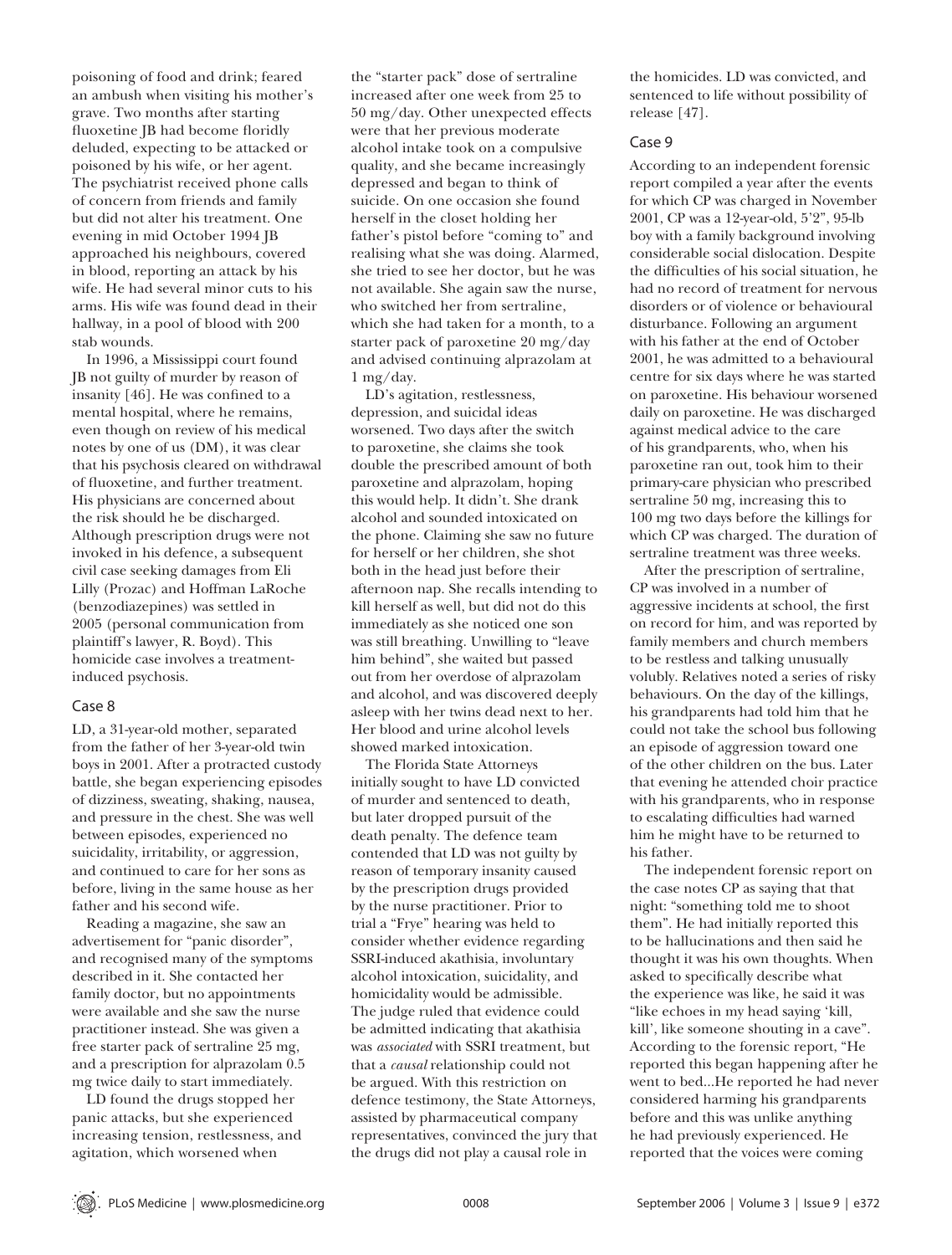poisoning of food and drink; feared an ambush when visiting his mother's grave. Two months after starting fluoxetine JB had become floridly deluded, expecting to be attacked or poisoned by his wife, or her agent. The psychiatrist received phone calls of concern from friends and family but did not alter his treatment. One evening in mid October 1994 JB approached his neighbours, covered in blood, reporting an attack by his wife. He had several minor cuts to his arms. His wife was found dead in their hallway, in a pool of blood with 200 stab wounds.

In 1996, a Mississippi court found JB not guilty of murder by reason of insanity [46]. He was confined to a mental hospital, where he remains, even though on review of his medical notes by one of us (DM), it was clear that his psychosis cleared on withdrawal of fluoxetine, and further treatment. His physicians are concerned about the risk should he be discharged. Although prescription drugs were not invoked in his defence, a subsequent civil case seeking damages from Eli Lilly (Prozac) and Hoffman LaRoche (benzodiazepines) was settled in 2005 (personal communication from plaintiff's lawyer, R. Boyd). This homicide case involves a treatment-induced psychosis.

### Case 8

LD, a 31-year-old mother, separated from the father of her 3-year-old twin boys in 2001. After a protracted custody battle, she began experiencing episodes of dizziness, sweating, shaking, nausea, and pressure in the chest. She was well between episodes, experienced no suicidality, irritability, or aggression, and continued to care for her sons as before, living in the same house as her father and his second wife.

Reading a magazine, she saw an advertisement for "panic disorder", and recognised many of the symptoms described in it. She contacted her family doctor, but no appointments were available and she saw the nurse practitioner instead. She was given a free starter pack of sertraline 25 mg, and a prescription for alprazolam 0.5 mg twice daily to start immediately.

LD found the drugs stopped her panic attacks, but she experienced increasing tension, restlessness, and agitation, which worsened when the "starter pack" dose of sertraline increased after one week from 25 to 50 mg/day. Other unexpected effects were that her previous moderate alcohol intake took on a compulsive quality, and she became increasingly depressed and began to think of suicide. On one occasion she found herself in the closet holding her father's pistol before "coming to" and realising what she was doing. Alarmed, she tried to see her doctor, but he was not available. She again saw the nurse, who switched her from sertraline, which she had taken for a month, to a starter pack of paroxetine 20 mg/day and advised continuing alprazolam at 1 mg/day.

LD's agitation, restlessness, depression, and suicidal ideas worsened. Two days after the switch to paroxetine, she claims she took double the prescribed amount of both paroxetine and alprazolam, hoping this would help. It didn't. She drank alcohol and sounded intoxicated on the phone. Claiming she saw no future for herself or her children, she shot both in the head just before their afternoon nap. She recalls intending to kill herself as well, but did not do this immediately as she noticed one son was still breathing. Unwilling to "leave him behind", she waited but passed out from her overdose of alprazolam and alcohol, and was discovered deeply asleep with her twins dead next to her. Her blood and urine alcohol levels showed marked intoxication.

The Florida State Attorneys initially sought to have LD convicted of murder and sentenced to death, but later dropped pursuit of the death penalty. The defence team contended that LD was not guilty by reason of temporary insanity caused by the prescription drugs provided by the nurse practitioner. Prior to trial a "Frye" hearing was held to consider whether evidence regarding SSRI-induced akathisia, involuntary alcohol intoxication, suicidality, and homicidality would be admissible. The judge ruled that evidence could be admitted indicating that akathisia was *associated* with SSRI treatment, but that a *causal* relationship could not be argued. With this restriction on defence testimony, the State Attorneys, assisted by pharmaceutical company representatives, convinced the jury that the drugs did not play a causal role in the homicides. LD was convicted, and sentenced to life without possibility of release [47].

### Case 9

According to an independent forensic report compiled a year after the events for which CP was charged in November 2001, CP was a 12-year-old, 5'2", 95-lb boy with a family background involving considerable social dislocation. Despite the difficulties of his social situation, he had no record of treatment for nervous disorders or of violence or behavioural disturbance. Following an argument with his father at the end of October 2001, he was admitted to a behavioural centre for six days where he was started on paroxetine. His behaviour worsened daily on paroxetine. He was discharged against medical advice to the care of his grandparents, who, when his paroxetine ran out, took him to their primary-care physician who prescribed sertraline 50 mg, increasing this to 100 mg two days before the killings for which CP was charged. The duration of sertraline treatment was three weeks.

After the prescription of sertraline, CP was involved in a number of aggressive incidents at school, the first on record for him, and was reported by family members and church members to be restless and talking unusually volubly. Relatives noted a series of risky behaviours. On the day of the killings, his grandparents had told him that he could not take the school bus following an episode of aggression toward one of the other children on the bus. Later that evening he attended choir practice with his grandparents, who in response to escalating difficulties had warned him he might have to be returned to his father.

The independent forensic report on the case notes CP as saying that that night: "something told me to shoot them". He had initially reported this to be hallucinations and then said he thought it was his own thoughts. When asked to specifically describe what the experience was like, he said it was "like echoes in my head saying 'kill, kill', like someone shouting in a cave". According to the forensic report, "He reported this began happening after he went to bed...He reported he had never considered harming his grandparents before and this was unlike anything he had previously experienced. He reported that the voices were coming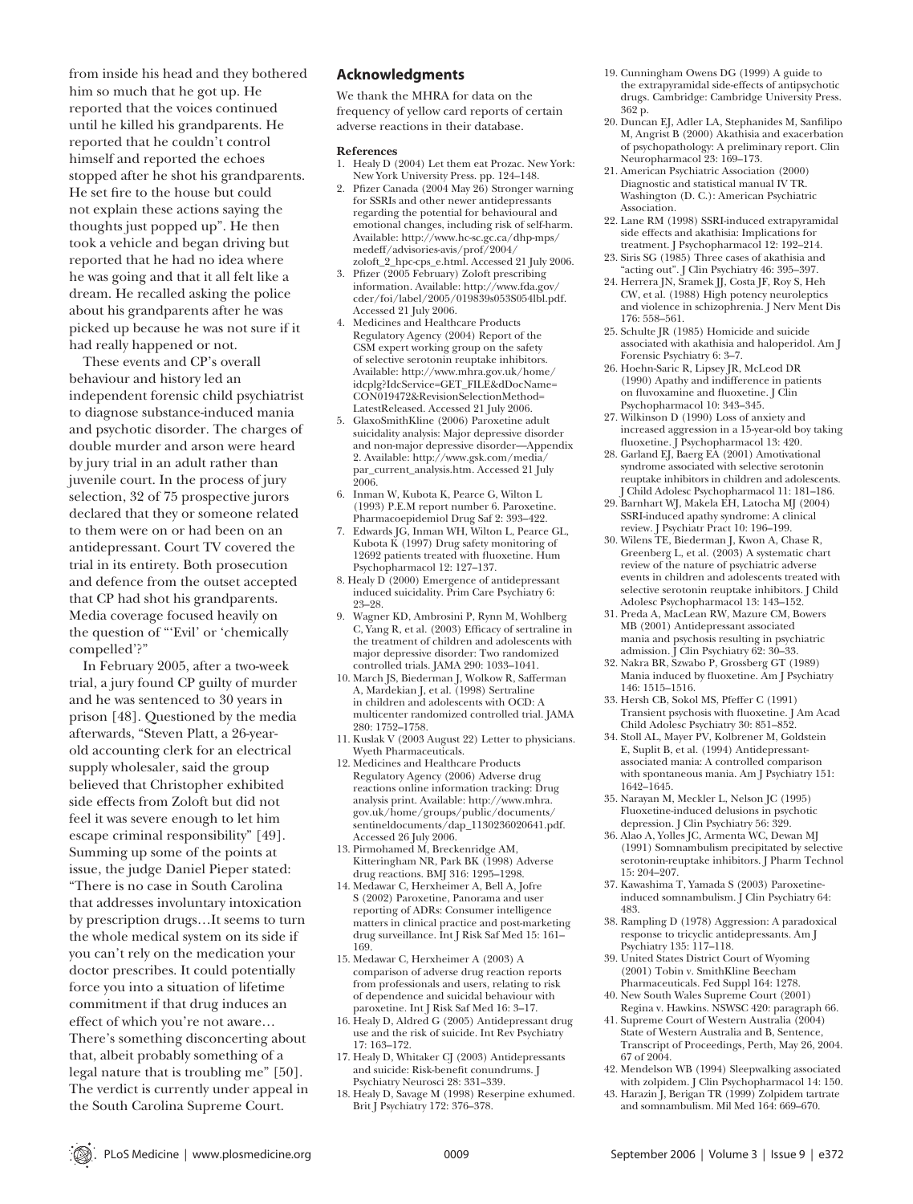from inside his head and they bothered him so much that he got up. He reported that the voices continued until he killed his grandparents. He reported that he couldn't control himself and reported the echoes stopped after he shot his grandparents. He set fire to the house but could not explain these actions saying the thoughts just popped up". He then took a vehicle and began driving but reported that he had no idea where he was going and that it all felt like a dream. He recalled asking the police about his grandparents after he was picked up because he was not sure if it had really happened or not.

These events and CP's overall behaviour and history led an independent forensic child psychiatrist to diagnose substance-induced mania and psychotic disorder. The charges of double murder and arson were heard by jury trial in an adult rather than juvenile court. In the process of jury selection, 32 of 75 prospective jurors declared that they or someone related to them were on or had been on an antidepressant. Court TV covered the trial in its entirety. Both prosecution and defence from the outset accepted that CP had shot his grandparents. Media coverage focused heavily on the question of "'Evil' or 'chemically compelled'?"

In February 2005, after a two-week trial, a jury found CP guilty of murder and he was sentenced to 30 years in prison [48]. Questioned by the media afterwards, "Steven Platt, a 26-year-old accounting clerk for an electrical supply wholesaler, said the group believed that Christopher exhibited side effects from Zoloft but did not feel it was severe enough to let him escape criminal responsibility" [49]. Summing up some of the points at issue, the judge Daniel Pieper stated: "There is no case in South Carolina that addresses involuntary intoxication by prescription drugs…It seems to turn the whole medical system on its side if you can't rely on the medication your doctor prescribes. It could potentially force you into a situation of lifetime commitment if that drug induces an effect of which you're not aware… There's something disconcerting about that, albeit probably something of a legal nature that is troubling me" [50]. The verdict is currently under appeal in the South Carolina Supreme Court.

## Acknowledgments

We thank the MHRA for data on the frequency of yellow card reports of certain adverse reactions in their database.

### References

1. Healy D (2004) Let them eat Prozac. New York: New York University Press. pp. 124–148.
2. Pfizer Canada (2004 May 26) Stronger warning for SSRIs and other newer antidepressants regarding the potential for behavioural and emotional changes, including risk of self-harm. Available: http://www.hc-sc.gc.ca/dhp-mps/medeff/advisories-avis/prof/2004/zoloft_2_hpc-cps_e.html. Accessed 21 July 2006.
3. Pfizer (2005 February) Zoloft prescribing information. Available: http://www.fda.gov/cder/foi/label/2005/019839s053S054lbl.pdf. Accessed 21 July 2006.
4. Medicines and Healthcare Products Regulatory Agency (2004) Report of the CSM expert working group on the safety of selective serotonin reuptake inhibitors. Available: http://www.mhra.gov.uk/home/idcplg?IdcService=GET_FILE&dDocName=CON019472&RevisionSelectionMethod=LatestReleased. Accessed 21 July 2006.
5. GlaxoSmithKline (2006) Paroxetine adult suicidality analysis: Major depressive disorder and non-major depressive disorder—Appendix 2. Available: http://www.gsk.com/media/par_current_analysis.htm. Accessed 21 July 2006.
6. Inman W, Kubota K, Pearce G, Wilton L (1993) P.E.M report number 6. Paroxetine. Pharmacoepidemiol Drug Saf 2: 393–422.
7. Edwards JG, Inman WH, Wilton L, Pearce GL, Kubota K (1997) Drug safety monitoring of 12692 patients treated with fluoxetine. Hum Psychopharmacol 12: 127–137.
8. Healy D (2000) Emergence of antidepressant induced suicidality. Prim Care Psychiatry 6: 23–28.
9. Wagner KD, Ambrosini P, Rynn M, Wohlberg C, Yang R, et al. (2003) Efficacy of sertraline in the treatment of children and adolescents with major depressive disorder: Two randomized controlled trials. JAMA 290: 1033–1041.
10. March JS, Biederman J, Wolkow R, Safferman A, Mardekian J, et al. (1998) Sertraline in children and adolescents with OCD: A multicenter randomized controlled trial. JAMA 280: 1752–1758.
11. Kuslak V (2003 August 22) Letter to physicians. Wyeth Pharmaceuticals.
12. Medicines and Healthcare Products Regulatory Agency (2006) Adverse drug reactions online information tracking: Drug analysis print. Available: http://www.mhra.gov.uk/home/groups/public/documents/sentineldocuments/dap_1130236020641.pdf. Accessed 26 July 2006.
13. Pirmohamed M, Breckenridge AM, Kitteringham NR, Park BK (1998) Adverse drug reactions. BMJ 316: 1295–1298.
14. Medawar C, Herxheimer A, Bell A, Jofre S (2002) Paroxetine, Panorama and user reporting of ADRs: Consumer intelligence matters in clinical practice and post-marketing drug surveillance. Int J Risk Saf Med 15: 161–169.
15. Medawar C, Herxheimer A (2003) A comparison of adverse drug reaction reports from professionals and users, relating to risk of dependence and suicidal behaviour with paroxetine. Int J Risk Saf Med 16: 3–17.
16. Healy D, Aldred G (2005) Antidepressant drug use and the risk of suicide. Int Rev Psychiatry 17: 163–172.
17. Healy D, Whitaker CJ (2003) Antidepressants and suicide: Risk-benefit conundrums. J Psychiatry Neurosci 28: 331–339.
18. Healy D, Savage M (1998) Reserpine exhumed. Brit J Psychiatry 172: 376–378.
19. Cunningham Owens DG (1999) A guide to the extrapyramidal side-effects of antipsychotic drugs. Cambridge: Cambridge University Press. 362 p.
20. Duncan EJ, Adler LA, Stephanides M, Sanfilipo M, Angrist B (2000) Akathisia and exacerbation of psychopathology: A preliminary report. Clin Neuropharmacol 23: 169–173.
21. American Psychiatric Association (2000) Diagnostic and statistical manual IV TR. Washington (D. C.): American Psychiatric Association.
22. Lane RM (1998) SSRI-induced extrapyramidal side effects and akathisia: Implications for treatment. J Psychopharmacol 12: 192–214.
23. Siris SG (1985) Three cases of akathisia and "acting out". J Clin Psychiatry 46: 395–397.
24. Herrera JN, Sramek JJ, Costa JF, Roy S, Heh CW, et al. (1988) High potency neuroleptics and violence in schizophrenia. J Nerv Ment Dis 176: 558–561.
25. Schulte JR (1985) Homicide and suicide associated with akathisia and haloperidol. Am J Forensic Psychiatry 6: 3–7.
26. Hoehn-Saric R, Lipsey JR, McLeod DR (1990) Apathy and indifference in patients on fluvoxamine and fluoxetine. J Clin Psychopharmacol 10: 343–345.
27. Wilkinson D (1990) Loss of anxiety and increased aggression in a 15-year-old boy taking fluoxetine. J Psychopharmacol 13: 420.
28. Garland EJ, Baerg EA (2001) Amotivational syndrome associated with selective serotonin reuptake inhibitors in children and adolescents. J Child Adolesc Psychopharmacol 11: 181–186.
29. Barnhart WJ, Makela EH, Latocha MJ (2004) SSRI-induced apathy syndrome: A clinical review. J Psychiatr Pract 10: 196–199.
30. Wilens TE, Biederman J, Kwon A, Chase R, Greenberg L, et al. (2003) A systematic chart review of the nature of psychiatric adverse events in children and adolescents treated with selective serotonin reuptake inhibitors. J Child Adolesc Psychopharmacol 13: 143–152.
31. Preda A, MacLean RW, Mazure CM, Bowers MB (2001) Antidepressant associated mania and psychosis resulting in psychiatric admission. J Clin Psychiatry 62: 30–33.
32. Nakra BR, Szwabo P, Grossberg GT (1989) Mania induced by fluoxetine. Am J Psychiatry 146: 1515–1516.
33. Hersh CB, Sokol MS, Pfeffer C (1991) Transient psychosis with fluoxetine. J Am Acad Child Adolesc Psychiatry 30: 851–852.
34. Stoll AL, Mayer PV, Kolbrener M, Goldstein E, Suplit B, et al. (1994) Antidepressant-associated mania: A controlled comparison with spontaneous mania. Am J Psychiatry 151: 1642–1645.
35. Narayan M, Meckler L, Nelson JC (1995) Fluoxetine-induced delusions in psychotic depression. J Clin Psychiatry 56: 329.
36. Alao A, Yolles JC, Armenta WC, Dewan MJ (1991) Somnambulism precipitated by selective serotonin-reuptake inhibitors. J Pharm Technol 15: 204–207.
37. Kawashima T, Yamada S (2003) Paroxetine-induced somnambulism. J Clin Psychiatry 64: 483.
38. Rampling D (1978) Aggression: A paradoxical response to tricyclic antidepressants. Am J Psychiatry 135: 117–118.
39. United States District Court of Wyoming (2001) Tobin v. SmithKline Beecham Pharmaceuticals. Fed Suppl 164: 1278.
40. New South Wales Supreme Court (2001) Regina v. Hawkins. NSWSC 420: paragraph 66.
41. Supreme Court of Western Australia (2004) State of Western Australia and B, Sentence, Transcript of Proceedings, Perth, May 26, 2004. 67 of 2004.
42. Mendelson WB (1994) Sleepwalking associated with zolpidem. J Clin Psychopharmacol 14: 150.
43. Harazin J, Berigan TR (1999) Zolpidem tartrate and somnambulism. Mil Med 164: 669–670.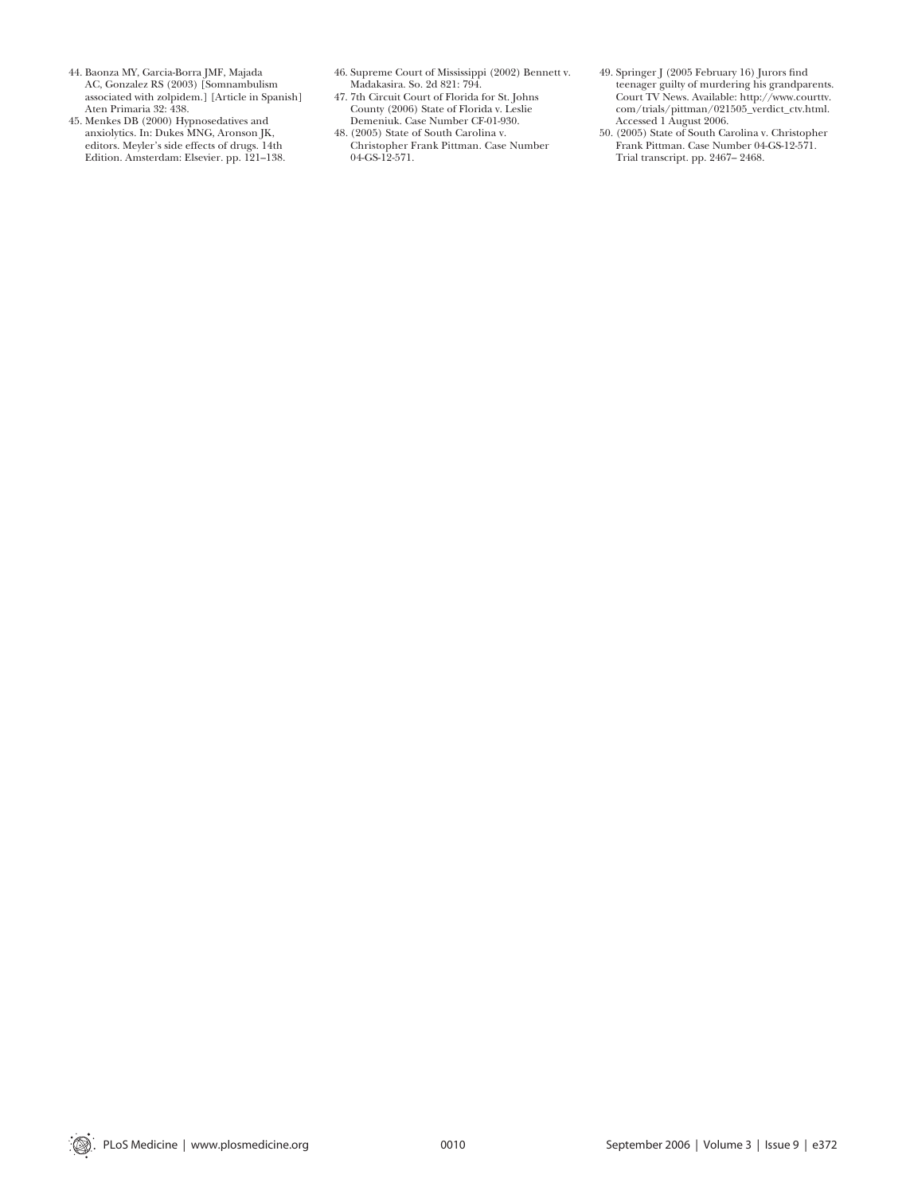44. Baonza MY, Garcia-Borra JMF, Majada AC, Gonzalez RS (2003) [Somnambulism associated with zolpidem.] [Article in Spanish] Aten Primaria 32: 438.
45. Menkes DB (2000) Hypnosedatives and anxiolytics. In: Dukes MNG, Aronson JK, editors. Meyler's side effects of drugs. 14th Edition. Amsterdam: Elsevier. pp. 121–138.
46. Supreme Court of Mississippi (2002) Bennett v. Madakasira. So. 2d 821: 794.
47. 7th Circuit Court of Florida for St. Johns County (2006) State of Florida v. Leslie Demeniuk. Case Number CF-01-930.
48. (2005) State of South Carolina v. Christopher Frank Pittman. Case Number 04-GS-12-571.
49. Springer J (2005 February 16) Jurors find teenager guilty of murdering his grandparents. Court TV News. Available: http://www.courttv.com/trials/pittman/021505_verdict_ctv.html. Accessed 1 August 2006.
50. (2005) State of South Carolina v. Christopher Frank Pittman. Case Number 04-GS-12-571. Trial transcript. pp. 2467– 2468.